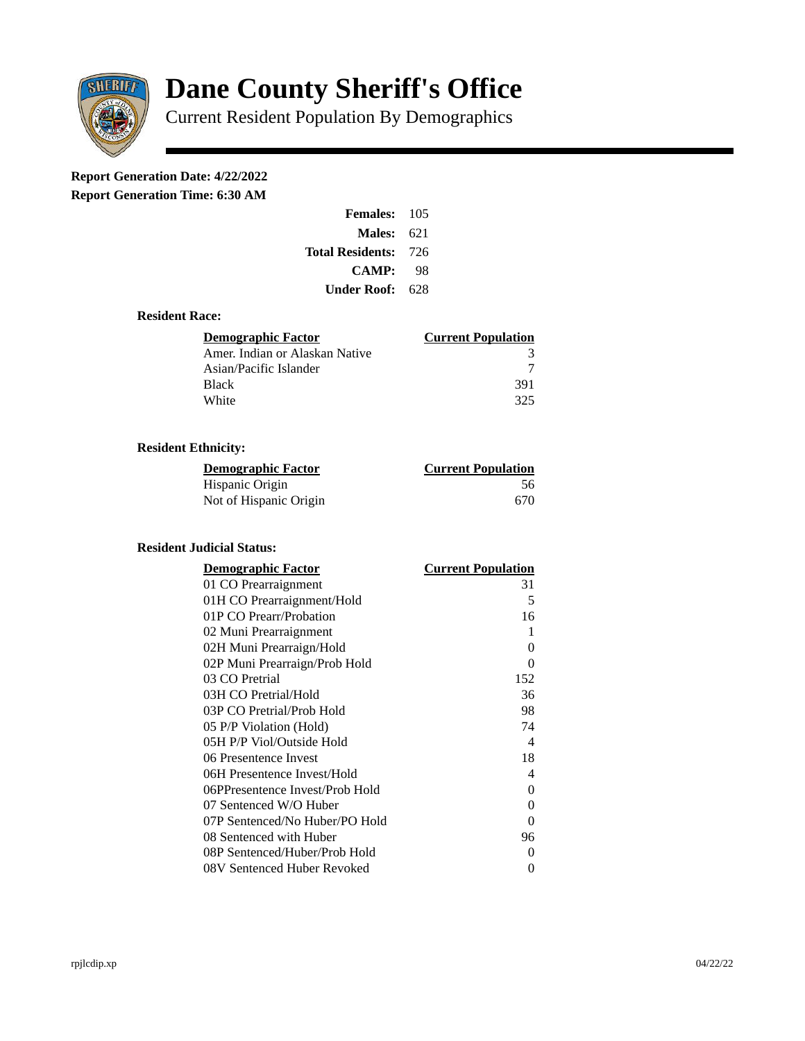# Dane County Sheriff's Office

Current Resident Population By Demographics

**Report Generation Date: 4/22/2022**

**Report Generation Time: 6:30 AM**

| | |
|---|---|
| **Females:** | 105 |
| **Males:** | 621 |
| **Total Residents:** | 726 |
| **CAMP:** | 98 |
| **Under Roof:** | 628 |

### Resident Race:

| Demographic Factor | Current Population |
|---|---|
| Amer. Indian or Alaskan Native | 3 |
| Asian/Pacific Islander | 7 |
| Black | 391 |
| White | 325 |

### Resident Ethnicity:

| Demographic Factor | Current Population |
|---|---|
| Hispanic Origin | 56 |
| Not of Hispanic Origin | 670 |

### Resident Judicial Status:

| Demographic Factor | Current Population |
|---|---|
| 01 CO Prearraignment | 31 |
| 01H CO Prearraignment/Hold | 5 |
| 01P CO Prearr/Probation | 16 |
| 02 Muni Prearraignment | 1 |
| 02H Muni Prearraign/Hold | 0 |
| 02P Muni Prearraign/Prob Hold | 0 |
| 03 CO Pretrial | 152 |
| 03H CO Pretrial/Hold | 36 |
| 03P CO Pretrial/Prob Hold | 98 |
| 05 P/P Violation (Hold) | 74 |
| 05H P/P Viol/Outside Hold | 4 |
| 06 Presentence Invest | 18 |
| 06H Presentence Invest/Hold | 4 |
| 06PPresentence Invest/Prob Hold | 0 |
| 07 Sentenced W/O Huber | 0 |
| 07P Sentenced/No Huber/PO Hold | 0 |
| 08 Sentenced with Huber | 96 |
| 08P Sentenced/Huber/Prob Hold | 0 |
| 08V Sentenced Huber Revoked | 0 |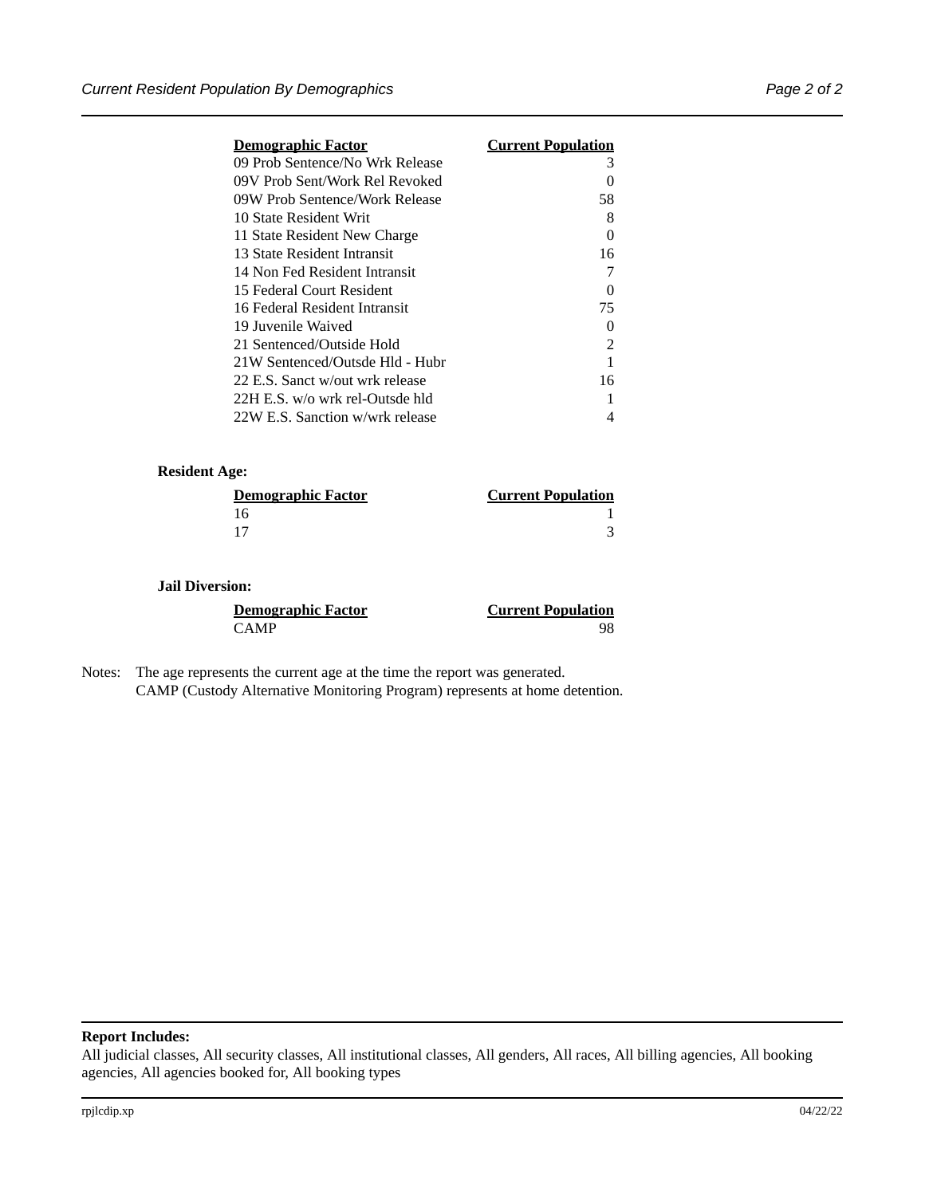| Demographic Factor | Current Population |
| --- | --- |
| 09 Prob Sentence/No Wrk Release | 3 |
| 09V Prob Sent/Work Rel Revoked | 0 |
| 09W Prob Sentence/Work Release | 58 |
| 10 State Resident Writ | 8 |
| 11 State Resident New Charge | 0 |
| 13 State Resident Intransit | 16 |
| 14 Non Fed Resident Intransit | 7 |
| 15 Federal Court Resident | 0 |
| 16 Federal Resident Intransit | 75 |
| 19 Juvenile Waived | 0 |
| 21 Sentenced/Outside Hold | 2 |
| 21W Sentenced/Outsde Hld - Hubr | 1 |
| 22 E.S. Sanct w/out wrk release | 16 |
| 22H E.S. w/o wrk rel-Outsde hld | 1 |
| 22W E.S. Sanction w/wrk release | 4 |

**Resident Age:**

| Demographic Factor | Current Population |
| --- | --- |
| 16 | 1 |
| 17 | 3 |

**Jail Diversion:**

| Demographic Factor | Current Population |
| --- | --- |
| CAMP | 98 |

Notes: The age represents the current age at the time the report was generated.
CAMP (Custody Alternative Monitoring Program) represents at home detention.

**Report Includes:**

All judicial classes, All security classes, All institutional classes, All genders, All races, All billing agencies, All booking agencies, All agencies booked for, All booking types

rpjlcdip.xp 04/22/22